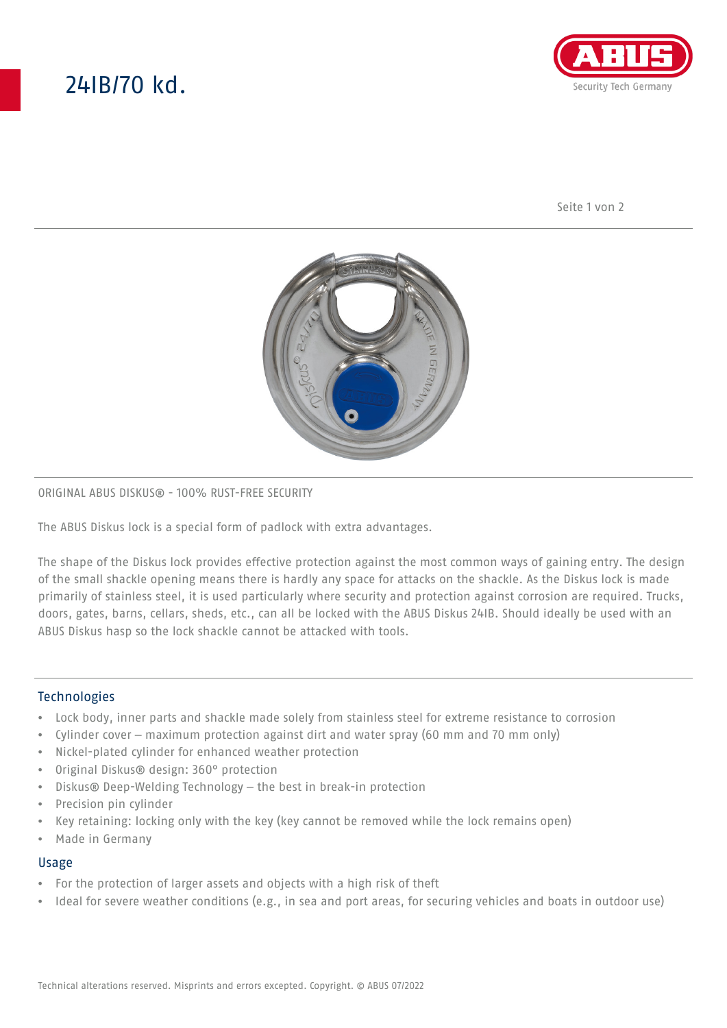# 24IB/70 kd.

ORIGINAL ABUS DISKUS® - 100% RUST-FREE SECURITY

The ABUS Diskus lock is a special form of padlock with extra advantages.

The shape of the Diskus lock provides effective protection against the most common ways of gaining entry. The design of the small shackle opening means there is hardly any space for attacks on the shackle. As the Diskus lock is made primarily of stainless steel, it is used particularly where security and protection against corrosion are required. Trucks, doors, gates, barns, cellars, sheds, etc., can all be locked with the ABUS Diskus 24IB. Should ideally be used with an ABUS Diskus hasp so the lock shackle cannot be attacked with tools.

## Technologies

- Lock body, inner parts and shackle made solely from stainless steel for extreme resistance to corrosion
- Cylinder cover – maximum protection against dirt and water spray (60 mm and 70 mm only)
- Nickel-plated cylinder for enhanced weather protection
- Original Diskus® design: 360° protection
- Diskus® Deep-Welding Technology – the best in break-in protection
- Precision pin cylinder
- Key retaining: locking only with the key (key cannot be removed while the lock remains open)
- Made in Germany

## Usage

- For the protection of larger assets and objects with a high risk of theft
- Ideal for severe weather conditions (e.g., in sea and port areas, for securing vehicles and boats in outdoor use)

Technical alterations reserved. Misprints and errors excepted. Copyright. © ABUS 07/2022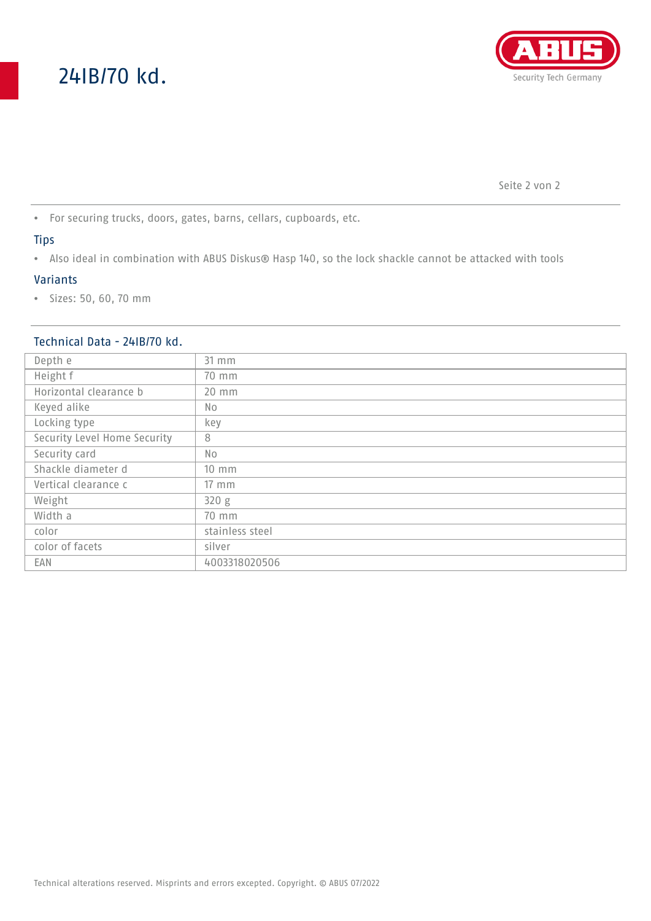- For securing trucks, doors, gates, barns, cellars, cupboards, etc.

## Tips

- Also ideal in combination with ABUS Diskus® Hasp 140, so the lock shackle cannot be attacked with tools

## Variants

- Sizes: 50, 60, 70 mm

## Technical Data - 24IB/70 kd.

| | |
|---|---|
| Depth e | 31 mm |
| Height f | 70 mm |
| Horizontal clearance b | 20 mm |
| Keyed alike | No |
| Locking type | key |
| Security Level Home Security | 8 |
| Security card | No |
| Shackle diameter d | 10 mm |
| Vertical clearance c | 17 mm |
| Weight | 320 g |
| Width a | 70 mm |
| color | stainless steel |
| color of facets | silver |
| EAN | 4003318020506 |

Technical alterations reserved. Misprints and errors excepted. Copyright. © ABUS 07/2022